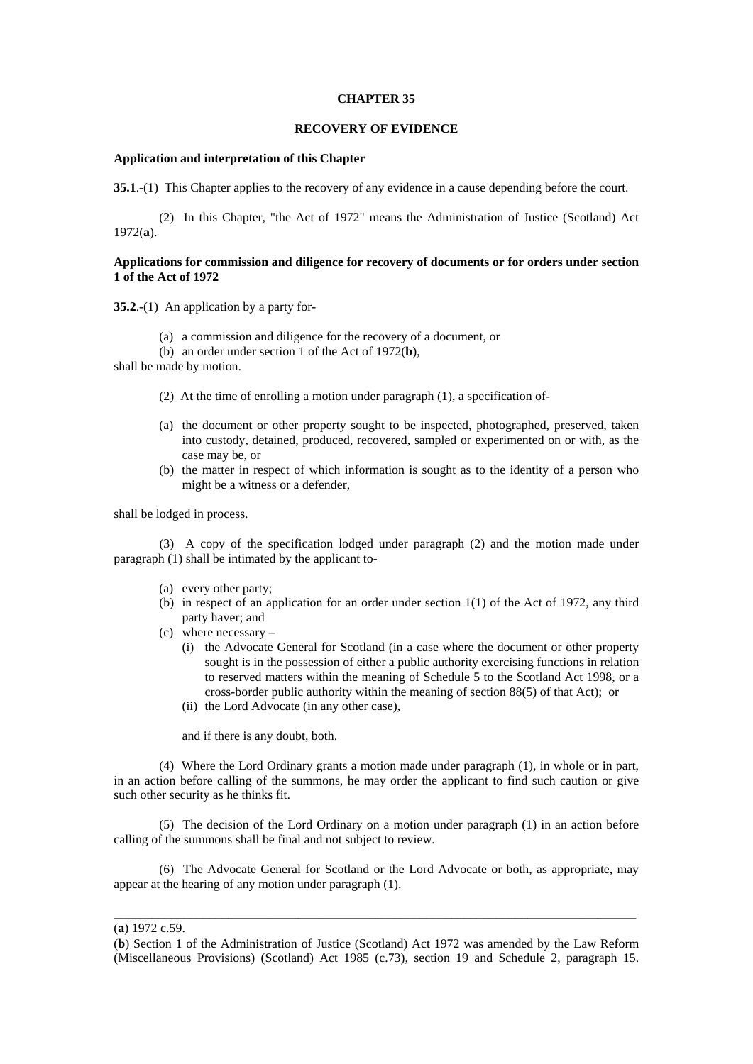# CHAPTER 35

## RECOVERY OF EVIDENCE

**Application and interpretation of this Chapter**

**35.1**.-(1) This Chapter applies to the recovery of any evidence in a cause depending before the court.

(2) In this Chapter, "the Act of 1972" means the Administration of Justice (Scotland) Act 1972(**a**).

**Applications for commission and diligence for recovery of documents or for orders under section 1 of the Act of 1972**

**35.2**.-(1) An application by a party for-

(a) a commission and diligence for the recovery of a document, or

(b) an order under section 1 of the Act of 1972(**b**),

shall be made by motion.

(2) At the time of enrolling a motion under paragraph (1), a specification of-

(a) the document or other property sought to be inspected, photographed, preserved, taken into custody, detained, produced, recovered, sampled or experimented on or with, as the case may be, or

(b) the matter in respect of which information is sought as to the identity of a person who might be a witness or a defender,

shall be lodged in process.

(3) A copy of the specification lodged under paragraph (2) and the motion made under paragraph (1) shall be intimated by the applicant to-

(a) every other party;

(b) in respect of an application for an order under section 1(1) of the Act of 1972, any third party haver; and

(c) where necessary –

  (i) the Advocate General for Scotland (in a case where the document or other property sought is in the possession of either a public authority exercising functions in relation to reserved matters within the meaning of Schedule 5 to the Scotland Act 1998, or a cross-border public authority within the meaning of section 88(5) of that Act); or

  (ii) the Lord Advocate (in any other case),

and if there is any doubt, both.

(4) Where the Lord Ordinary grants a motion made under paragraph (1), in whole or in part, in an action before calling of the summons, he may order the applicant to find such caution or give such other security as he thinks fit.

(5) The decision of the Lord Ordinary on a motion under paragraph (1) in an action before calling of the summons shall be final and not subject to review.

(6) The Advocate General for Scotland or the Lord Advocate or both, as appropriate, may appear at the hearing of any motion under paragraph (1).

---

(**a**) 1972 c.59.

(**b**) Section 1 of the Administration of Justice (Scotland) Act 1972 was amended by the Law Reform (Miscellaneous Provisions) (Scotland) Act 1985 (c.73), section 19 and Schedule 2, paragraph 15.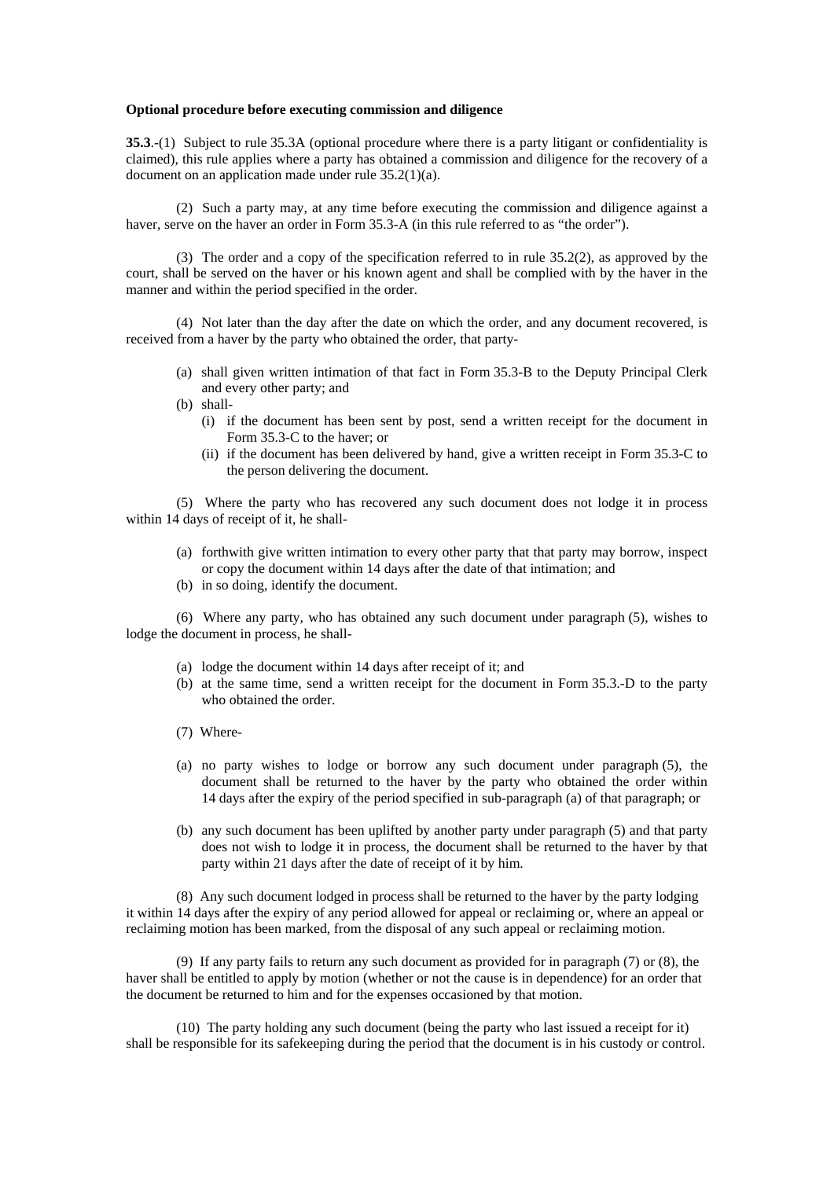**Optional procedure before executing commission and diligence**

**35.3**.-(1) Subject to rule 35.3A (optional procedure where there is a party litigant or confidentiality is claimed), this rule applies where a party has obtained a commission and diligence for the recovery of a document on an application made under rule 35.2(1)(a).

(2) Such a party may, at any time before executing the commission and diligence against a haver, serve on the haver an order in Form 35.3-A (in this rule referred to as "the order").

(3) The order and a copy of the specification referred to in rule 35.2(2), as approved by the court, shall be served on the haver or his known agent and shall be complied with by the haver in the manner and within the period specified in the order.

(4) Not later than the day after the date on which the order, and any document recovered, is received from a haver by the party who obtained the order, that party-

- (a) shall given written intimation of that fact in Form 35.3-B to the Deputy Principal Clerk and every other party; and
- (b) shall-
    - (i) if the document has been sent by post, send a written receipt for the document in Form 35.3-C to the haver; or
    - (ii) if the document has been delivered by hand, give a written receipt in Form 35.3-C to the person delivering the document.

(5) Where the party who has recovered any such document does not lodge it in process within 14 days of receipt of it, he shall-

- (a) forthwith give written intimation to every other party that that party may borrow, inspect or copy the document within 14 days after the date of that intimation; and
- (b) in so doing, identify the document.

(6) Where any party, who has obtained any such document under paragraph (5), wishes to lodge the document in process, he shall-

- (a) lodge the document within 14 days after receipt of it; and
- (b) at the same time, send a written receipt for the document in Form 35.3.-D to the party who obtained the order.

(7) Where-

- (a) no party wishes to lodge or borrow any such document under paragraph (5), the document shall be returned to the haver by the party who obtained the order within 14 days after the expiry of the period specified in sub-paragraph (a) of that paragraph; or
- (b) any such document has been uplifted by another party under paragraph (5) and that party does not wish to lodge it in process, the document shall be returned to the haver by that party within 21 days after the date of receipt of it by him.

(8) Any such document lodged in process shall be returned to the haver by the party lodging it within 14 days after the expiry of any period allowed for appeal or reclaiming or, where an appeal or reclaiming motion has been marked, from the disposal of any such appeal or reclaiming motion.

(9) If any party fails to return any such document as provided for in paragraph (7) or (8), the haver shall be entitled to apply by motion (whether or not the cause is in dependence) for an order that the document be returned to him and for the expenses occasioned by that motion.

(10) The party holding any such document (being the party who last issued a receipt for it) shall be responsible for its safekeeping during the period that the document is in his custody or control.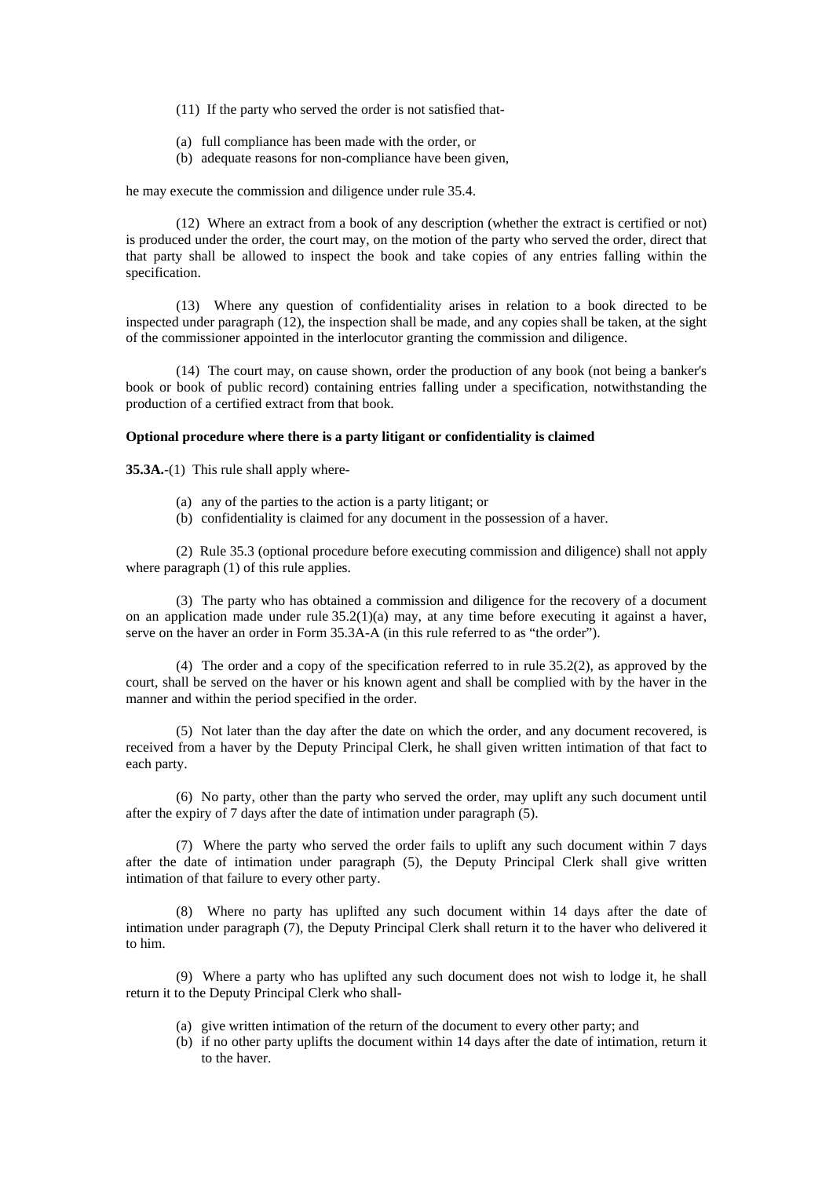(11) If the party who served the order is not satisfied that-

(a) full compliance has been made with the order, or
(b) adequate reasons for non-compliance have been given,

he may execute the commission and diligence under rule 35.4.

(12) Where an extract from a book of any description (whether the extract is certified or not) is produced under the order, the court may, on the motion of the party who served the order, direct that that party shall be allowed to inspect the book and take copies of any entries falling within the specification.

(13) Where any question of confidentiality arises in relation to a book directed to be inspected under paragraph (12), the inspection shall be made, and any copies shall be taken, at the sight of the commissioner appointed in the interlocutor granting the commission and diligence.

(14) The court may, on cause shown, order the production of any book (not being a banker's book or book of public record) containing entries falling under a specification, notwithstanding the production of a certified extract from that book.

**Optional procedure where there is a party litigant or confidentiality is claimed**

**35.3A.**-(1) This rule shall apply where-

(a) any of the parties to the action is a party litigant; or
(b) confidentiality is claimed for any document in the possession of a haver.

(2) Rule 35.3 (optional procedure before executing commission and diligence) shall not apply where paragraph (1) of this rule applies.

(3) The party who has obtained a commission and diligence for the recovery of a document on an application made under rule 35.2(1)(a) may, at any time before executing it against a haver, serve on the haver an order in Form 35.3A-A (in this rule referred to as "the order").

(4) The order and a copy of the specification referred to in rule 35.2(2), as approved by the court, shall be served on the haver or his known agent and shall be complied with by the haver in the manner and within the period specified in the order.

(5) Not later than the day after the date on which the order, and any document recovered, is received from a haver by the Deputy Principal Clerk, he shall given written intimation of that fact to each party.

(6) No party, other than the party who served the order, may uplift any such document until after the expiry of 7 days after the date of intimation under paragraph (5).

(7) Where the party who served the order fails to uplift any such document within 7 days after the date of intimation under paragraph (5), the Deputy Principal Clerk shall give written intimation of that failure to every other party.

(8) Where no party has uplifted any such document within 14 days after the date of intimation under paragraph (7), the Deputy Principal Clerk shall return it to the haver who delivered it to him.

(9) Where a party who has uplifted any such document does not wish to lodge it, he shall return it to the Deputy Principal Clerk who shall-

(a) give written intimation of the return of the document to every other party; and
(b) if no other party uplifts the document within 14 days after the date of intimation, return it to the haver.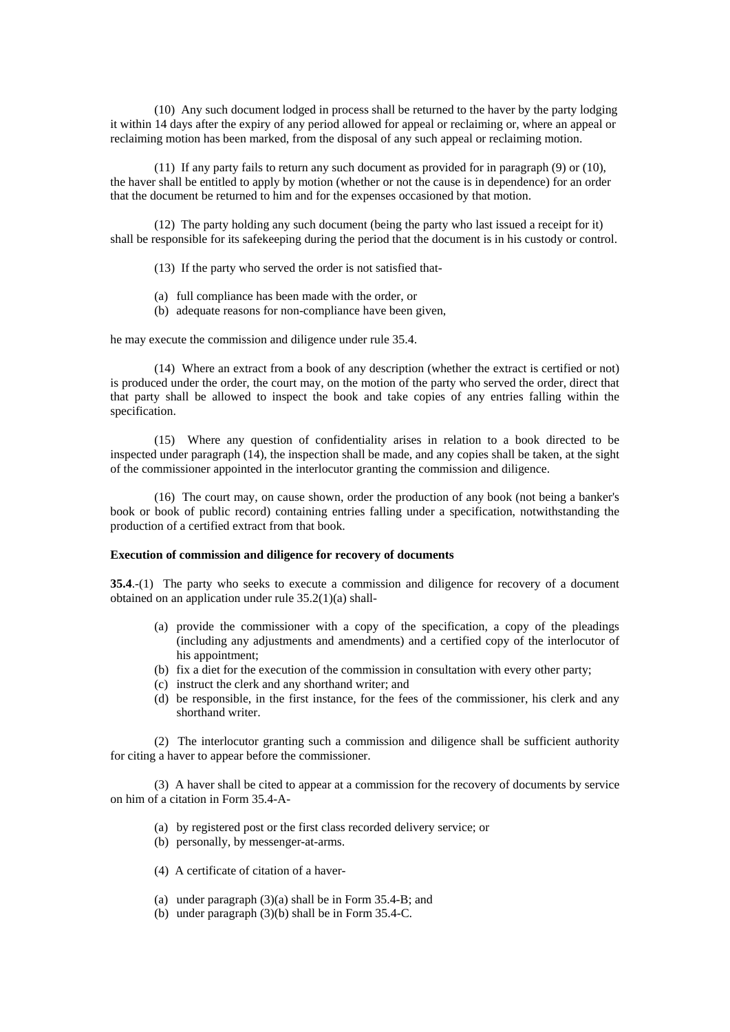(10) Any such document lodged in process shall be returned to the haver by the party lodging it within 14 days after the expiry of any period allowed for appeal or reclaiming or, where an appeal or reclaiming motion has been marked, from the disposal of any such appeal or reclaiming motion.

(11) If any party fails to return any such document as provided for in paragraph (9) or (10), the haver shall be entitled to apply by motion (whether or not the cause is in dependence) for an order that the document be returned to him and for the expenses occasioned by that motion.

(12) The party holding any such document (being the party who last issued a receipt for it) shall be responsible for its safekeeping during the period that the document is in his custody or control.

(13) If the party who served the order is not satisfied that-

- (a) full compliance has been made with the order, or
- (b) adequate reasons for non-compliance have been given,

he may execute the commission and diligence under rule 35.4.

(14) Where an extract from a book of any description (whether the extract is certified or not) is produced under the order, the court may, on the motion of the party who served the order, direct that that party shall be allowed to inspect the book and take copies of any entries falling within the specification.

(15) Where any question of confidentiality arises in relation to a book directed to be inspected under paragraph (14), the inspection shall be made, and any copies shall be taken, at the sight of the commissioner appointed in the interlocutor granting the commission and diligence.

(16) The court may, on cause shown, order the production of any book (not being a banker's book or book of public record) containing entries falling under a specification, notwithstanding the production of a certified extract from that book.

**Execution of commission and diligence for recovery of documents**

**35.4**.-(1) The party who seeks to execute a commission and diligence for recovery of a document obtained on an application under rule 35.2(1)(a) shall-

- (a) provide the commissioner with a copy of the specification, a copy of the pleadings (including any adjustments and amendments) and a certified copy of the interlocutor of his appointment;
- (b) fix a diet for the execution of the commission in consultation with every other party;
- (c) instruct the clerk and any shorthand writer; and
- (d) be responsible, in the first instance, for the fees of the commissioner, his clerk and any shorthand writer.

(2) The interlocutor granting such a commission and diligence shall be sufficient authority for citing a haver to appear before the commissioner.

(3) A haver shall be cited to appear at a commission for the recovery of documents by service on him of a citation in Form 35.4-A-

- (a) by registered post or the first class recorded delivery service; or
- (b) personally, by messenger-at-arms.

(4) A certificate of citation of a haver-

- (a) under paragraph (3)(a) shall be in Form 35.4-B; and
- (b) under paragraph (3)(b) shall be in Form 35.4-C.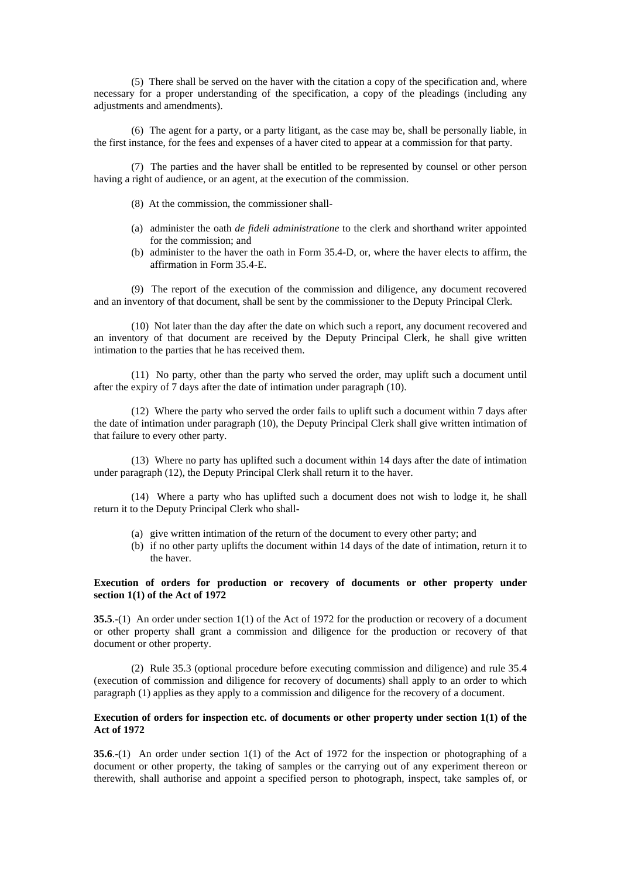(5) There shall be served on the haver with the citation a copy of the specification and, where necessary for a proper understanding of the specification, a copy of the pleadings (including any adjustments and amendments).

(6) The agent for a party, or a party litigant, as the case may be, shall be personally liable, in the first instance, for the fees and expenses of a haver cited to appear at a commission for that party.

(7) The parties and the haver shall be entitled to be represented by counsel or other person having a right of audience, or an agent, at the execution of the commission.

(8) At the commission, the commissioner shall-

- (a) administer the oath *de fideli administratione* to the clerk and shorthand writer appointed for the commission; and
- (b) administer to the haver the oath in Form 35.4-D, or, where the haver elects to affirm, the affirmation in Form 35.4-E.

(9) The report of the execution of the commission and diligence, any document recovered and an inventory of that document, shall be sent by the commissioner to the Deputy Principal Clerk.

(10) Not later than the day after the date on which such a report, any document recovered and an inventory of that document are received by the Deputy Principal Clerk, he shall give written intimation to the parties that he has received them.

(11) No party, other than the party who served the order, may uplift such a document until after the expiry of 7 days after the date of intimation under paragraph (10).

(12) Where the party who served the order fails to uplift such a document within 7 days after the date of intimation under paragraph (10), the Deputy Principal Clerk shall give written intimation of that failure to every other party.

(13) Where no party has uplifted such a document within 14 days after the date of intimation under paragraph (12), the Deputy Principal Clerk shall return it to the haver.

(14) Where a party who has uplifted such a document does not wish to lodge it, he shall return it to the Deputy Principal Clerk who shall-

- (a) give written intimation of the return of the document to every other party; and
- (b) if no other party uplifts the document within 14 days of the date of intimation, return it to the haver.

**Execution of orders for production or recovery of documents or other property under section 1(1) of the Act of 1972**

**35.5**.-(1) An order under section 1(1) of the Act of 1972 for the production or recovery of a document or other property shall grant a commission and diligence for the production or recovery of that document or other property.

(2) Rule 35.3 (optional procedure before executing commission and diligence) and rule 35.4 (execution of commission and diligence for recovery of documents) shall apply to an order to which paragraph (1) applies as they apply to a commission and diligence for the recovery of a document.

**Execution of orders for inspection etc. of documents or other property under section 1(1) of the Act of 1972**

**35.6**.-(1) An order under section 1(1) of the Act of 1972 for the inspection or photographing of a document or other property, the taking of samples or the carrying out of any experiment thereon or therewith, shall authorise and appoint a specified person to photograph, inspect, take samples of, or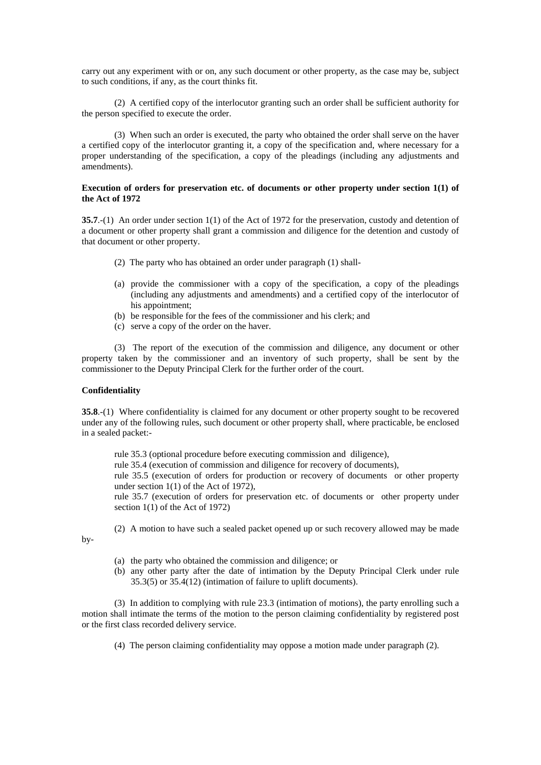carry out any experiment with or on, any such document or other property, as the case may be, subject to such conditions, if any, as the court thinks fit.

(2) A certified copy of the interlocutor granting such an order shall be sufficient authority for the person specified to execute the order.

(3) When such an order is executed, the party who obtained the order shall serve on the haver a certified copy of the interlocutor granting it, a copy of the specification and, where necessary for a proper understanding of the specification, a copy of the pleadings (including any adjustments and amendments).

**Execution of orders for preservation etc. of documents or other property under section 1(1) of the Act of 1972**

**35.7**.-(1) An order under section 1(1) of the Act of 1972 for the preservation, custody and detention of a document or other property shall grant a commission and diligence for the detention and custody of that document or other property.

(2) The party who has obtained an order under paragraph (1) shall-

(a) provide the commissioner with a copy of the specification, a copy of the pleadings (including any adjustments and amendments) and a certified copy of the interlocutor of his appointment;
(b) be responsible for the fees of the commissioner and his clerk; and
(c) serve a copy of the order on the haver.

(3) The report of the execution of the commission and diligence, any document or other property taken by the commissioner and an inventory of such property, shall be sent by the commissioner to the Deputy Principal Clerk for the further order of the court.

**Confidentiality**

**35.8**.-(1) Where confidentiality is claimed for any document or other property sought to be recovered under any of the following rules, such document or other property shall, where practicable, be enclosed in a sealed packet:-

rule 35.3 (optional procedure before executing commission and diligence),
rule 35.4 (execution of commission and diligence for recovery of documents),
rule 35.5 (execution of orders for production or recovery of documents or other property under section 1(1) of the Act of 1972),
rule 35.7 (execution of orders for preservation etc. of documents or other property under section 1(1) of the Act of 1972)

(2) A motion to have such a sealed packet opened up or such recovery allowed may be made by-

(a) the party who obtained the commission and diligence; or
(b) any other party after the date of intimation by the Deputy Principal Clerk under rule 35.3(5) or 35.4(12) (intimation of failure to uplift documents).

(3) In addition to complying with rule 23.3 (intimation of motions), the party enrolling such a motion shall intimate the terms of the motion to the person claiming confidentiality by registered post or the first class recorded delivery service.

(4) The person claiming confidentiality may oppose a motion made under paragraph (2).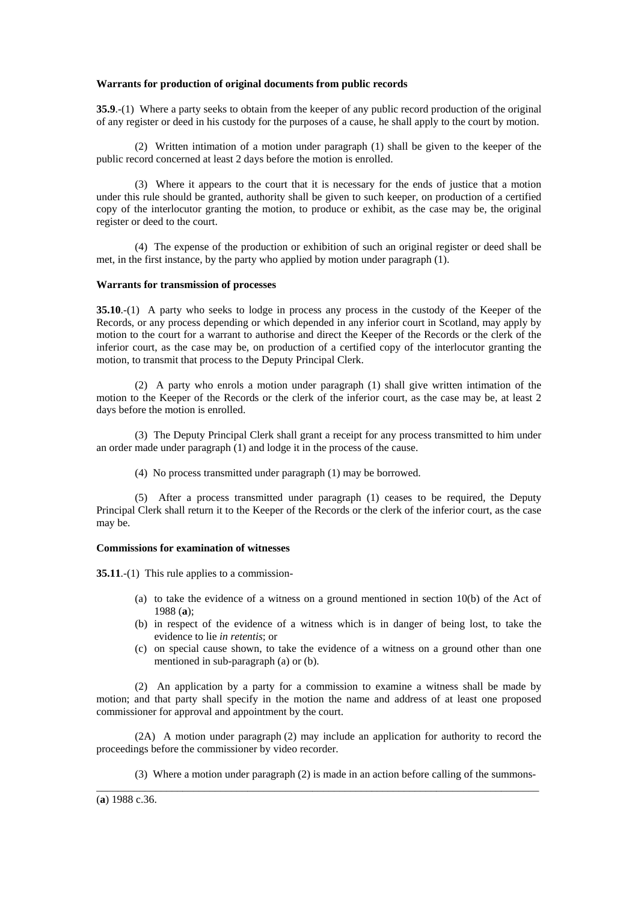**Warrants for production of original documents from public records**

**35.9**.-(1) Where a party seeks to obtain from the keeper of any public record production of the original of any register or deed in his custody for the purposes of a cause, he shall apply to the court by motion.

(2) Written intimation of a motion under paragraph (1) shall be given to the keeper of the public record concerned at least 2 days before the motion is enrolled.

(3) Where it appears to the court that it is necessary for the ends of justice that a motion under this rule should be granted, authority shall be given to such keeper, on production of a certified copy of the interlocutor granting the motion, to produce or exhibit, as the case may be, the original register or deed to the court.

(4) The expense of the production or exhibition of such an original register or deed shall be met, in the first instance, by the party who applied by motion under paragraph (1).

**Warrants for transmission of processes**

**35.10**.-(1) A party who seeks to lodge in process any process in the custody of the Keeper of the Records, or any process depending or which depended in any inferior court in Scotland, may apply by motion to the court for a warrant to authorise and direct the Keeper of the Records or the clerk of the inferior court, as the case may be, on production of a certified copy of the interlocutor granting the motion, to transmit that process to the Deputy Principal Clerk.

(2) A party who enrols a motion under paragraph (1) shall give written intimation of the motion to the Keeper of the Records or the clerk of the inferior court, as the case may be, at least 2 days before the motion is enrolled.

(3) The Deputy Principal Clerk shall grant a receipt for any process transmitted to him under an order made under paragraph (1) and lodge it in the process of the cause.

(4) No process transmitted under paragraph (1) may be borrowed.

(5) After a process transmitted under paragraph (1) ceases to be required, the Deputy Principal Clerk shall return it to the Keeper of the Records or the clerk of the inferior court, as the case may be.

**Commissions for examination of witnesses**

**35.11**.-(1) This rule applies to a commission-

(a) to take the evidence of a witness on a ground mentioned in section 10(b) of the Act of 1988 (**a**);
(b) in respect of the evidence of a witness which is in danger of being lost, to take the evidence to lie *in retentis*; or
(c) on special cause shown, to take the evidence of a witness on a ground other than one mentioned in sub-paragraph (a) or (b).

(2) An application by a party for a commission to examine a witness shall be made by motion; and that party shall specify in the motion the name and address of at least one proposed commissioner for approval and appointment by the court.

(2A) A motion under paragraph (2) may include an application for authority to record the proceedings before the commissioner by video recorder.

(3) Where a motion under paragraph (2) is made in an action before calling of the summons-

(**a**) 1988 c.36.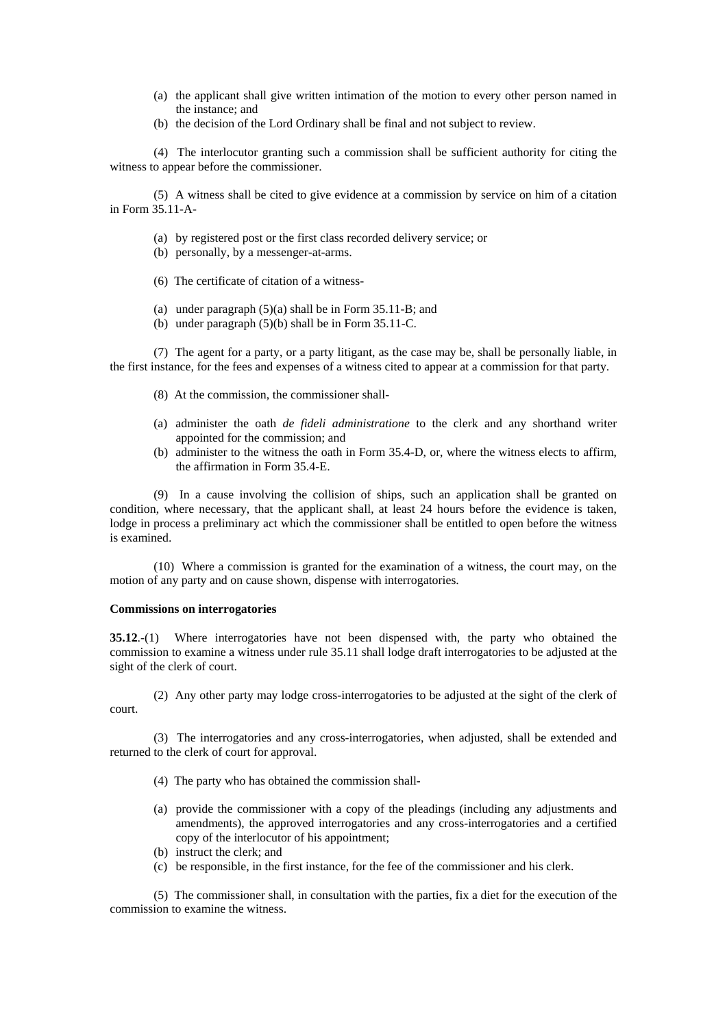(a) the applicant shall give written intimation of the motion to every other person named in the instance; and

(b) the decision of the Lord Ordinary shall be final and not subject to review.

(4) The interlocutor granting such a commission shall be sufficient authority for citing the witness to appear before the commissioner.

(5) A witness shall be cited to give evidence at a commission by service on him of a citation in Form 35.11-A-

(a) by registered post or the first class recorded delivery service; or

(b) personally, by a messenger-at-arms.

(6) The certificate of citation of a witness-

(a) under paragraph (5)(a) shall be in Form 35.11-B; and

(b) under paragraph (5)(b) shall be in Form 35.11-C.

(7) The agent for a party, or a party litigant, as the case may be, shall be personally liable, in the first instance, for the fees and expenses of a witness cited to appear at a commission for that party.

(8) At the commission, the commissioner shall-

(a) administer the oath *de fideli administratione* to the clerk and any shorthand writer appointed for the commission; and

(b) administer to the witness the oath in Form 35.4-D, or, where the witness elects to affirm, the affirmation in Form 35.4-E.

(9) In a cause involving the collision of ships, such an application shall be granted on condition, where necessary, that the applicant shall, at least 24 hours before the evidence is taken, lodge in process a preliminary act which the commissioner shall be entitled to open before the witness is examined.

(10) Where a commission is granted for the examination of a witness, the court may, on the motion of any party and on cause shown, dispense with interrogatories.

**Commissions on interrogatories**

**35.12**.-(1) Where interrogatories have not been dispensed with, the party who obtained the commission to examine a witness under rule 35.11 shall lodge draft interrogatories to be adjusted at the sight of the clerk of court.

(2) Any other party may lodge cross-interrogatories to be adjusted at the sight of the clerk of court.

(3) The interrogatories and any cross-interrogatories, when adjusted, shall be extended and returned to the clerk of court for approval.

(4) The party who has obtained the commission shall-

(a) provide the commissioner with a copy of the pleadings (including any adjustments and amendments), the approved interrogatories and any cross-interrogatories and a certified copy of the interlocutor of his appointment;

(b) instruct the clerk; and

(c) be responsible, in the first instance, for the fee of the commissioner and his clerk.

(5) The commissioner shall, in consultation with the parties, fix a diet for the execution of the commission to examine the witness.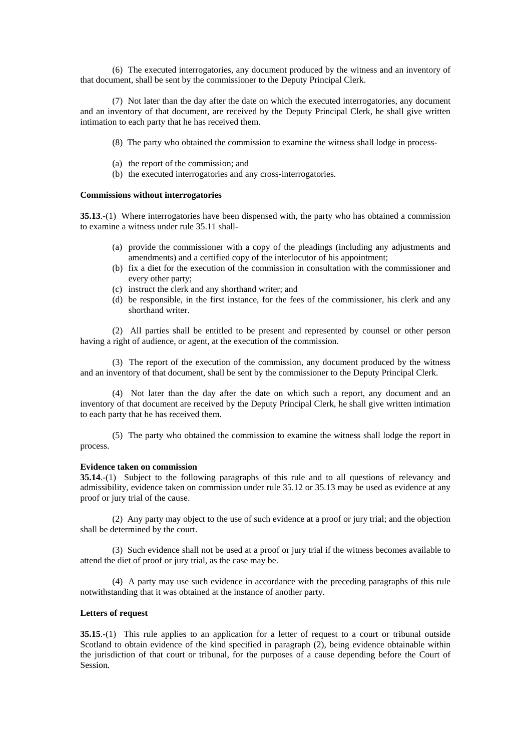(6) The executed interrogatories, any document produced by the witness and an inventory of that document, shall be sent by the commissioner to the Deputy Principal Clerk.

(7) Not later than the day after the date on which the executed interrogatories, any document and an inventory of that document, are received by the Deputy Principal Clerk, he shall give written intimation to each party that he has received them.

(8) The party who obtained the commission to examine the witness shall lodge in process-

(a) the report of the commission; and
(b) the executed interrogatories and any cross-interrogatories.

**Commissions without interrogatories**

**35.13**.-(1) Where interrogatories have been dispensed with, the party who has obtained a commission to examine a witness under rule 35.11 shall-

(a) provide the commissioner with a copy of the pleadings (including any adjustments and amendments) and a certified copy of the interlocutor of his appointment;
(b) fix a diet for the execution of the commission in consultation with the commissioner and every other party;
(c) instruct the clerk and any shorthand writer; and
(d) be responsible, in the first instance, for the fees of the commissioner, his clerk and any shorthand writer.

(2) All parties shall be entitled to be present and represented by counsel or other person having a right of audience, or agent, at the execution of the commission.

(3) The report of the execution of the commission, any document produced by the witness and an inventory of that document, shall be sent by the commissioner to the Deputy Principal Clerk.

(4) Not later than the day after the date on which such a report, any document and an inventory of that document are received by the Deputy Principal Clerk, he shall give written intimation to each party that he has received them.

(5) The party who obtained the commission to examine the witness shall lodge the report in process.

**Evidence taken on commission**

**35.14**.-(1) Subject to the following paragraphs of this rule and to all questions of relevancy and admissibility, evidence taken on commission under rule 35.12 or 35.13 may be used as evidence at any proof or jury trial of the cause.

(2) Any party may object to the use of such evidence at a proof or jury trial; and the objection shall be determined by the court.

(3) Such evidence shall not be used at a proof or jury trial if the witness becomes available to attend the diet of proof or jury trial, as the case may be.

(4) A party may use such evidence in accordance with the preceding paragraphs of this rule notwithstanding that it was obtained at the instance of another party.

**Letters of request**

**35.15**.-(1) This rule applies to an application for a letter of request to a court or tribunal outside Scotland to obtain evidence of the kind specified in paragraph (2), being evidence obtainable within the jurisdiction of that court or tribunal, for the purposes of a cause depending before the Court of Session.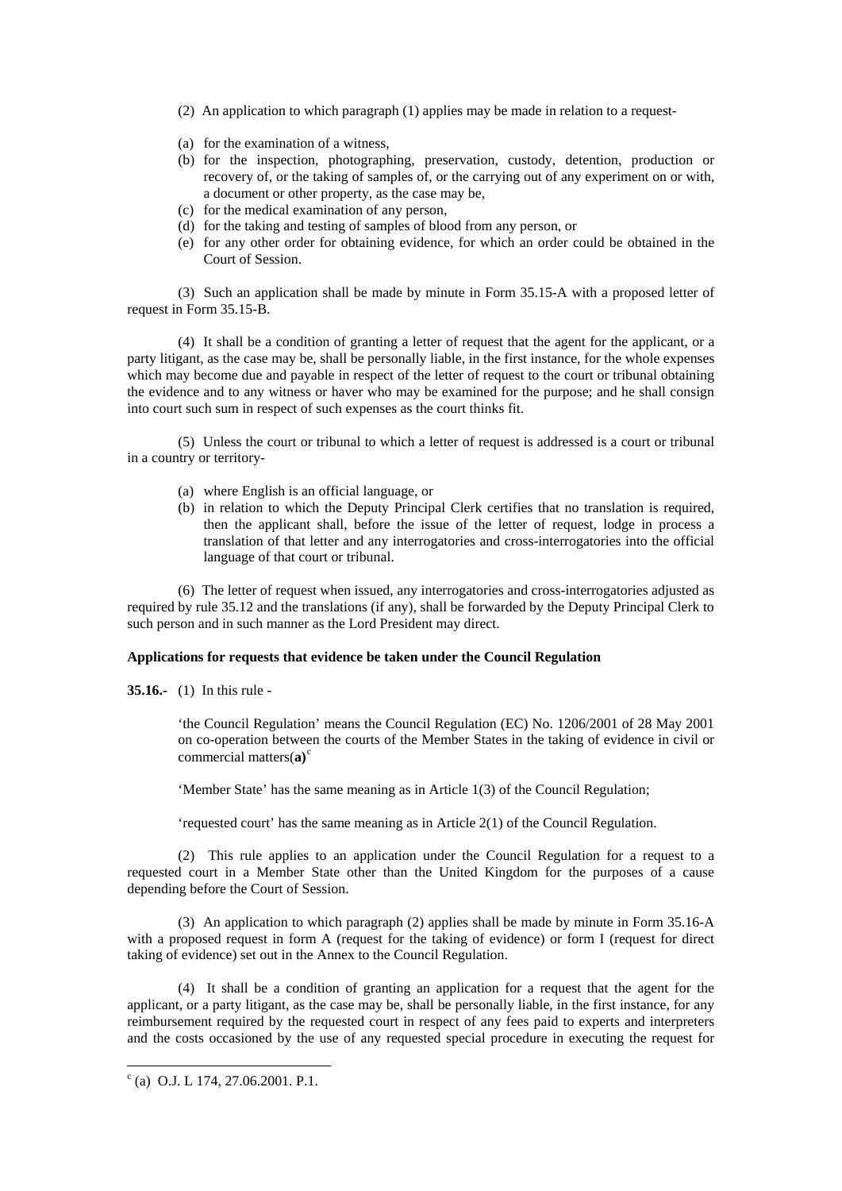(2) An application to which paragraph (1) applies may be made in relation to a request-

(a) for the examination of a witness,
(b) for the inspection, photographing, preservation, custody, detention, production or recovery of, or the taking of samples of, or the carrying out of any experiment on or with, a document or other property, as the case may be,
(c) for the medical examination of any person,
(d) for the taking and testing of samples of blood from any person, or
(e) for any other order for obtaining evidence, for which an order could be obtained in the Court of Session.

(3) Such an application shall be made by minute in Form 35.15-A with a proposed letter of request in Form 35.15-B.

(4) It shall be a condition of granting a letter of request that the agent for the applicant, or a party litigant, as the case may be, shall be personally liable, in the first instance, for the whole expenses which may become due and payable in respect of the letter of request to the court or tribunal obtaining the evidence and to any witness or haver who may be examined for the purpose; and he shall consign into court such sum in respect of such expenses as the court thinks fit.

(5) Unless the court or tribunal to which a letter of request is addressed is a court or tribunal in a country or territory-

(a) where English is an official language, or
(b) in relation to which the Deputy Principal Clerk certifies that no translation is required, then the applicant shall, before the issue of the letter of request, lodge in process a translation of that letter and any interrogatories and cross-interrogatories into the official language of that court or tribunal.

(6) The letter of request when issued, any interrogatories and cross-interrogatories adjusted as required by rule 35.12 and the translations (if any), shall be forwarded by the Deputy Principal Clerk to such person and in such manner as the Lord President may direct.

**Applications for requests that evidence be taken under the Council Regulation**

**35.16.-** (1) In this rule -

'the Council Regulation' means the Council Regulation (EC) No. 1206/2001 of 28 May 2001 on co-operation between the courts of the Member States in the taking of evidence in civil or commercial matters(**a**)[c]

'Member State' has the same meaning as in Article 1(3) of the Council Regulation;

'requested court' has the same meaning as in Article 2(1) of the Council Regulation.

(2) This rule applies to an application under the Council Regulation for a request to a requested court in a Member State other than the United Kingdom for the purposes of a cause depending before the Court of Session.

(3) An application to which paragraph (2) applies shall be made by minute in Form 35.16-A with a proposed request in form A (request for the taking of evidence) or form I (request for direct taking of evidence) set out in the Annex to the Council Regulation.

(4) It shall be a condition of granting an application for a request that the agent for the applicant, or a party litigant, as the case may be, shall be personally liable, in the first instance, for any reimbursement required by the requested court in respect of any fees paid to experts and interpreters and the costs occasioned by the use of any requested special procedure in executing the request for

---

[c] (a) O.J. L 174, 27.06.2001. P.1.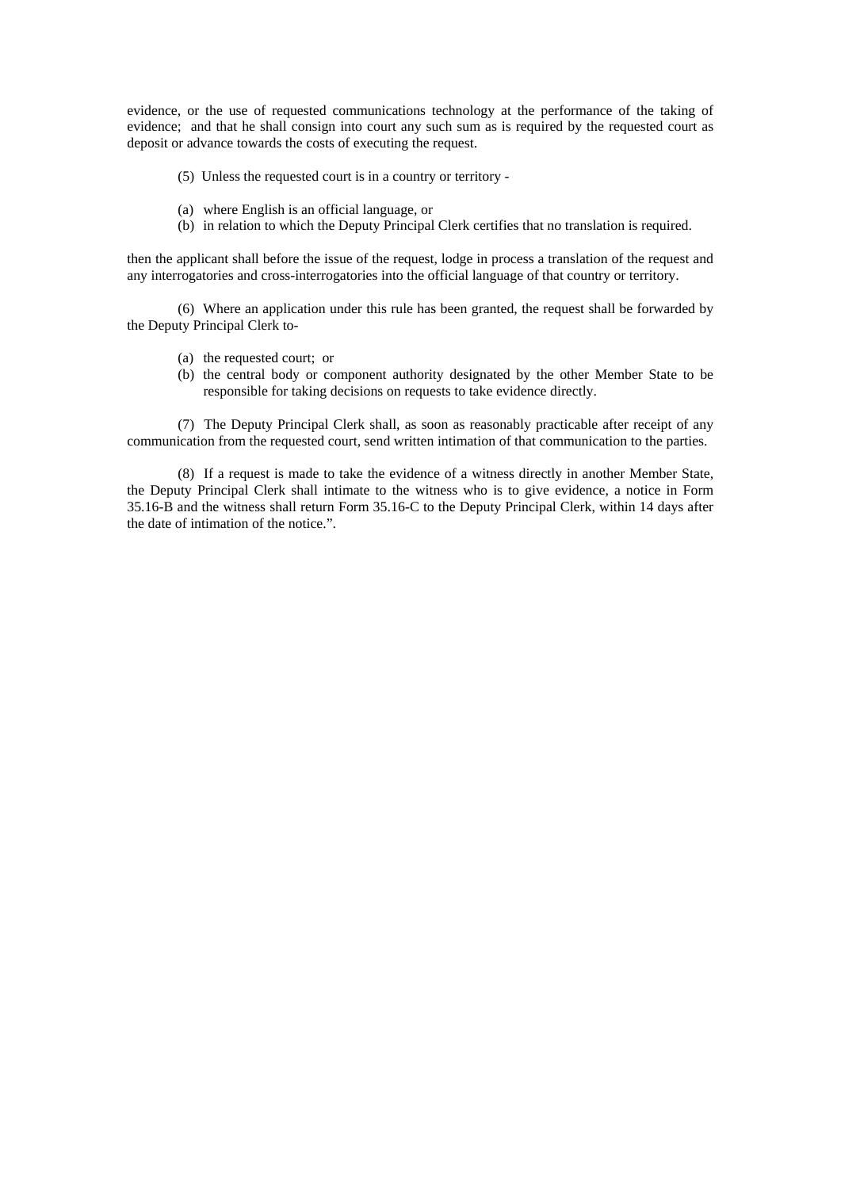evidence, or the use of requested communications technology at the performance of the taking of evidence; and that he shall consign into court any such sum as is required by the requested court as deposit or advance towards the costs of executing the request.

(5) Unless the requested court is in a country or territory -

(a) where English is an official language, or
(b) in relation to which the Deputy Principal Clerk certifies that no translation is required.

then the applicant shall before the issue of the request, lodge in process a translation of the request and any interrogatories and cross-interrogatories into the official language of that country or territory.

(6) Where an application under this rule has been granted, the request shall be forwarded by the Deputy Principal Clerk to-

(a) the requested court; or
(b) the central body or component authority designated by the other Member State to be responsible for taking decisions on requests to take evidence directly.

(7) The Deputy Principal Clerk shall, as soon as reasonably practicable after receipt of any communication from the requested court, send written intimation of that communication to the parties.

(8) If a request is made to take the evidence of a witness directly in another Member State, the Deputy Principal Clerk shall intimate to the witness who is to give evidence, a notice in Form 35.16-B and the witness shall return Form 35.16-C to the Deputy Principal Clerk, within 14 days after the date of intimation of the notice.".